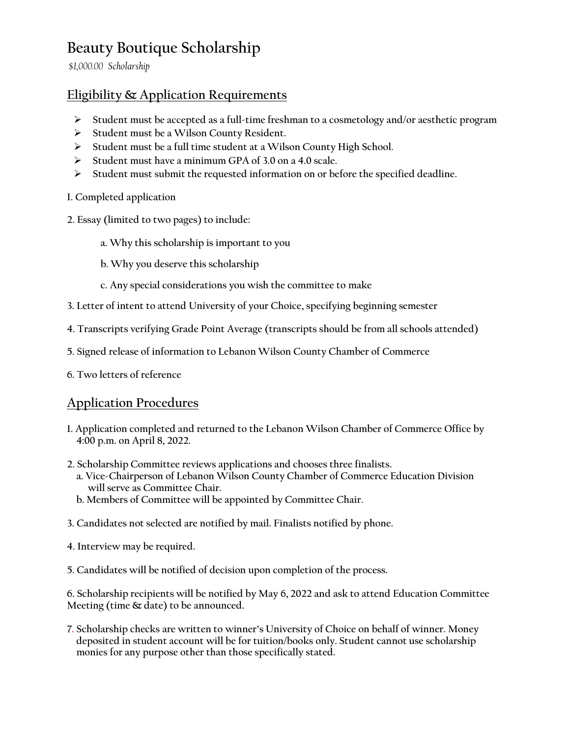# Beauty Boutique Scholarship

*$1,000.00 Scholarship*

## Eligibility & Application Requirements

- Student must be accepted as a full-time freshman to a cosmetology and/or aesthetic program
- Student must be a Wilson County Resident.
- Student must be a full time student at a Wilson County High School.
- Student must have a minimum GPA of 3.0 on a 4.0 scale.
- Student must submit the requested information on or before the specified deadline.

1. Completed application

2. Essay (limited to two pages) to include:

   a. Why this scholarship is important to you

   b. Why you deserve this scholarship

   c. Any special considerations you wish the committee to make

3. Letter of intent to attend University of your Choice, specifying beginning semester

4. Transcripts verifying Grade Point Average (transcripts should be from all schools attended)

5. Signed release of information to Lebanon Wilson County Chamber of Commerce

6. Two letters of reference

## Application Procedures

1. Application completed and returned to the Lebanon Wilson Chamber of Commerce Office by 4:00 p.m. on April 8, 2022.

2. Scholarship Committee reviews applications and chooses three finalists.
   a. Vice-Chairperson of Lebanon Wilson County Chamber of Commerce Education Division will serve as Committee Chair.
   b. Members of Committee will be appointed by Committee Chair.

3. Candidates not selected are notified by mail. Finalists notified by phone.

4. Interview may be required.

5. Candidates will be notified of decision upon completion of the process.

6. Scholarship recipients will be notified by May 6, 2022 and ask to attend Education Committee Meeting (time & date) to be announced.

7. Scholarship checks are written to winner's University of Choice on behalf of winner. Money deposited in student account will be for tuition/books only. Student cannot use scholarship monies for any purpose other than those specifically stated.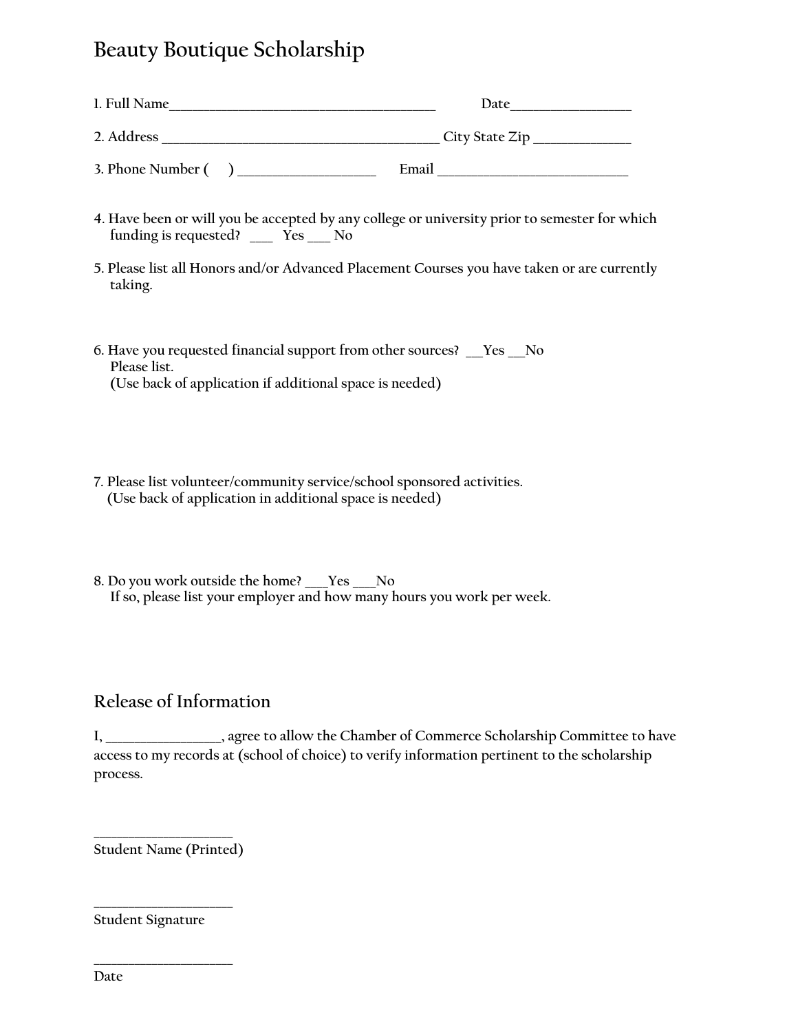# Beauty Boutique Scholarship

1. Full Name_______________________________________ Date_________________

2. Address _________________________________________ City State Zip ______________

3. Phone Number ( ) ____________________ Email ____________________________

4. Have been or will you be accepted by any college or university prior to semester for which funding is requested? ____ Yes ___ No

5. Please list all Honors and/or Advanced Placement Courses you have taken or are currently taking.

6. Have you requested financial support from other sources? __Yes __No
   Please list.
   (Use back of application if additional space is needed)

7. Please list volunteer/community service/school sponsored activities.
   (Use back of application in additional space is needed)

8. Do you work outside the home? ___Yes ___No
   If so, please list your employer and how many hours you work per week.

## Release of Information

I, _________________, agree to allow the Chamber of Commerce Scholarship Committee to have access to my records at (school of choice) to verify information pertinent to the scholarship process.

____________________
Student Name (Printed)

____________________
Student Signature

____________________
Date